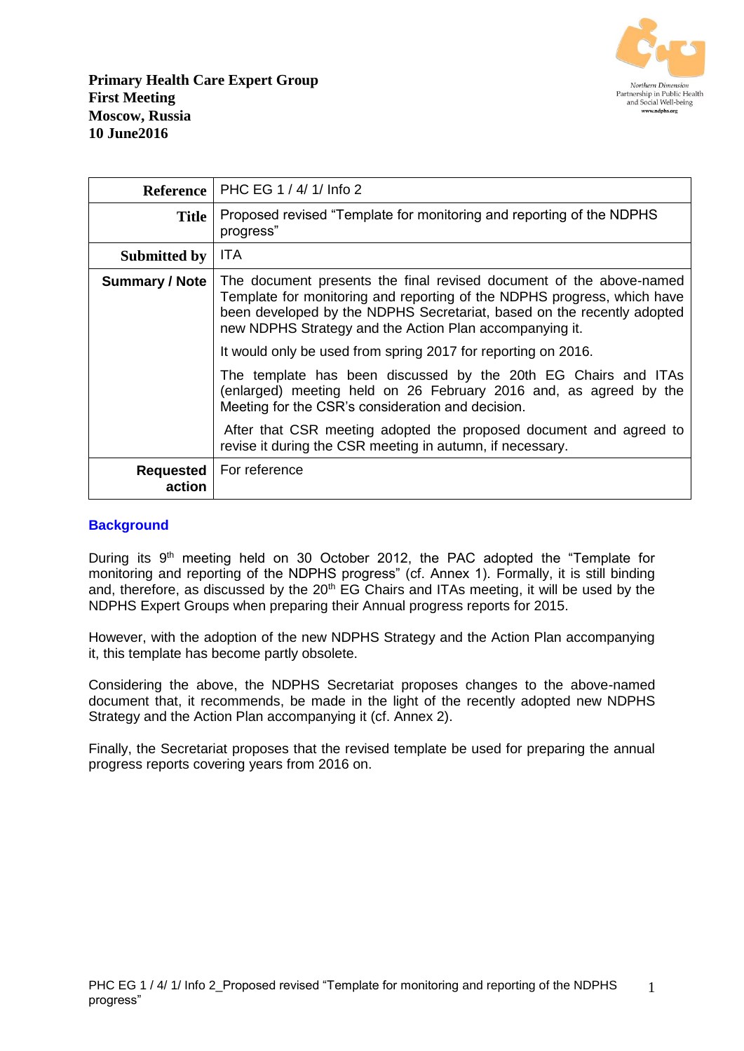**Primary Health Care Expert Group**
**First Meeting**
**Moscow, Russia**
**10 June2016**

| | |
|---|---|
| **Reference** | PHC EG 1 / 4/ 1/ Info 2 |
| **Title** | Proposed revised “Template for monitoring and reporting of the NDPHS progress” |
| **Submitted by** | ITA |
| **Summary / Note** | The document presents the final revised document of the above-named Template for monitoring and reporting of the NDPHS progress, which have been developed by the NDPHS Secretariat, based on the recently adopted new NDPHS Strategy and the Action Plan accompanying it.<br><br>It would only be used from spring 2017 for reporting on 2016.<br><br>The template has been discussed by the 20th EG Chairs and ITAs (enlarged) meeting held on 26 February 2016 and, as agreed by the Meeting for the CSR’s consideration and decision.<br><br>After that CSR meeting adopted the proposed document and agreed to revise it during the CSR meeting in autumn, if necessary. |
| **Requested action** | For reference |

## Background

During its 9th meeting held on 30 October 2012, the PAC adopted the “Template for monitoring and reporting of the NDPHS progress” (cf. Annex 1). Formally, it is still binding and, therefore, as discussed by the 20th EG Chairs and ITAs meeting, it will be used by the NDPHS Expert Groups when preparing their Annual progress reports for 2015.

However, with the adoption of the new NDPHS Strategy and the Action Plan accompanying it, this template has become partly obsolete.

Considering the above, the NDPHS Secretariat proposes changes to the above-named document that, it recommends, be made in the light of the recently adopted new NDPHS Strategy and the Action Plan accompanying it (cf. Annex 2).

Finally, the Secretariat proposes that the revised template be used for preparing the annual progress reports covering years from 2016 on.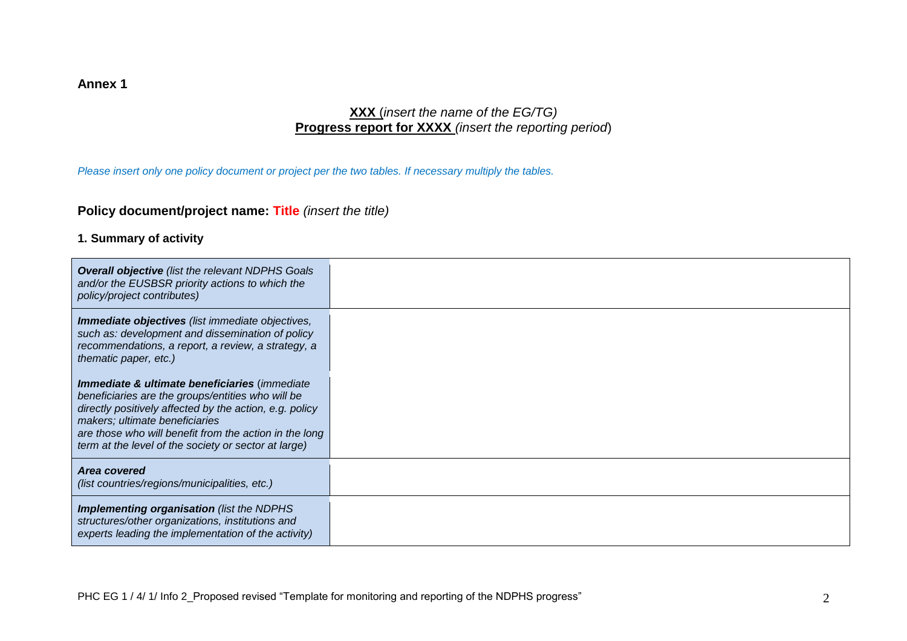**Annex 1**

**XXX** (*insert the name of the EG/TG)*
**Progress report for XXXX** *(insert the reporting period*)

*Please insert only one policy document or project per the two tables. If necessary multiply the tables.*

## Policy document/project name: Title *(insert the title)*

### 1. Summary of activity

| | |
|---|---|
| ***Overall objective*** *(list the relevant NDPHS Goals and/or the EUSBSR priority actions to which the policy/project contributes)* | |
| ***Immediate objectives*** *(list immediate objectives, such as: development and dissemination of policy recommendations, a report, a review, a strategy, a thematic paper, etc.)* | |
| ***Immediate & ultimate beneficiaries*** *(immediate beneficiaries are the groups/entities who will be directly positively affected by the action, e.g. policy makers; ultimate beneficiaries are those who will benefit from the action in the long term at the level of the society or sector at large)* | |
| ***Area covered*** *(list countries/regions/municipalities, etc.)* | |
| ***Implementing organisation*** *(list the NDPHS structures/other organizations, institutions and experts leading the implementation of the activity)* | |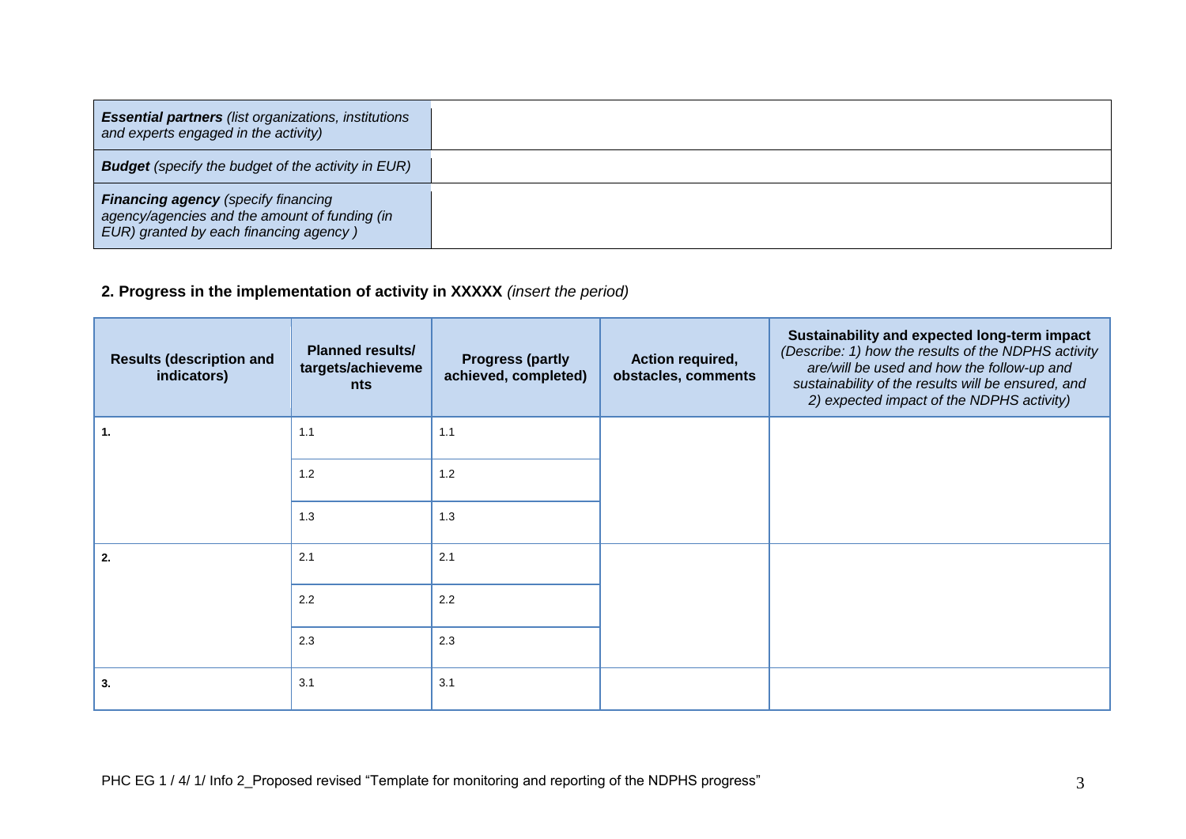| | |
|---|---|
| ***Essential partners*** *(list organizations, institutions and experts engaged in the activity)* | |
| ***Budget*** *(specify the budget of the activity in EUR)* | |
| ***Financing agency*** *(specify financing agency/agencies and the amount of funding (in EUR) granted by each financing agency )* | |

## 2. Progress in the implementation of activity in XXXXX *(insert the period)*

| Results (description and indicators) | Planned results/ targets/achievements | Progress (partly achieved, completed) | Action required, obstacles, comments | **Sustainability and expected long-term impact** *(Describe: 1) how the results of the NDPHS activity are/will be used and how the follow-up and sustainability of the results will be ensured, and 2) expected impact of the NDPHS activity)* |
|---|---|---|---|---|
| **1.** | 1.1 | 1.1 | | |
| | 1.2 | 1.2 | | |
| | 1.3 | 1.3 | | |
| **2.** | 2.1 | 2.1 | | |
| | 2.2 | 2.2 | | |
| | 2.3 | 2.3 | | |
| **3.** | 3.1 | 3.1 | | |

PHC EG 1 / 4/ 1/ Info 2_Proposed revised "Template for monitoring and reporting of the NDPHS progress"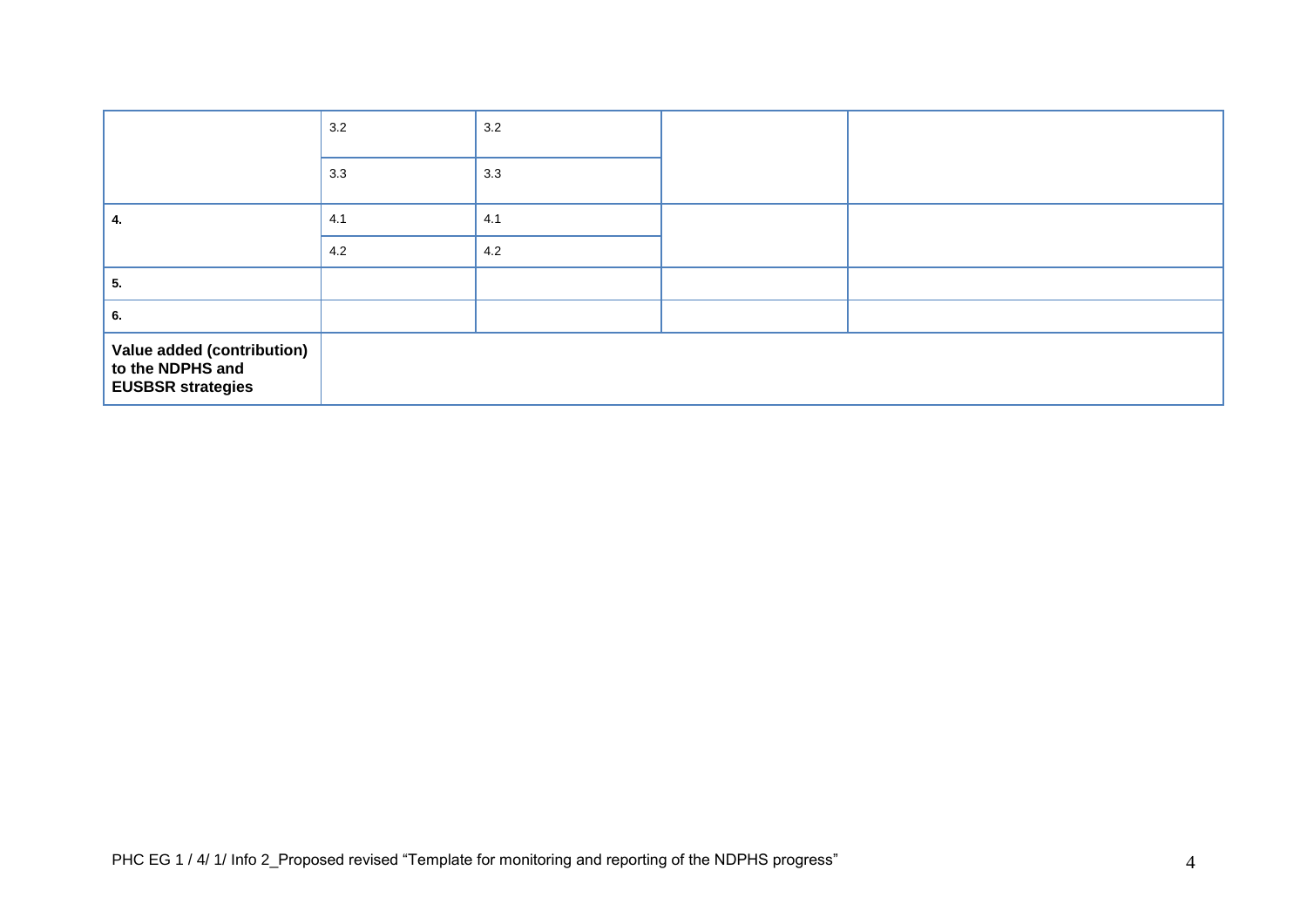| | | | | |
|---|---|---|---|---|
| | 3.2 | 3.2 | | |
| | 3.3 | 3.3 | | |
| **4.** | 4.1 | 4.1 | | |
| | 4.2 | 4.2 | | |
| **5.** | | | | |
| **6.** | | | | |
| **Value added (contribution) to the NDPHS and EUSBSR strategies** | | | | |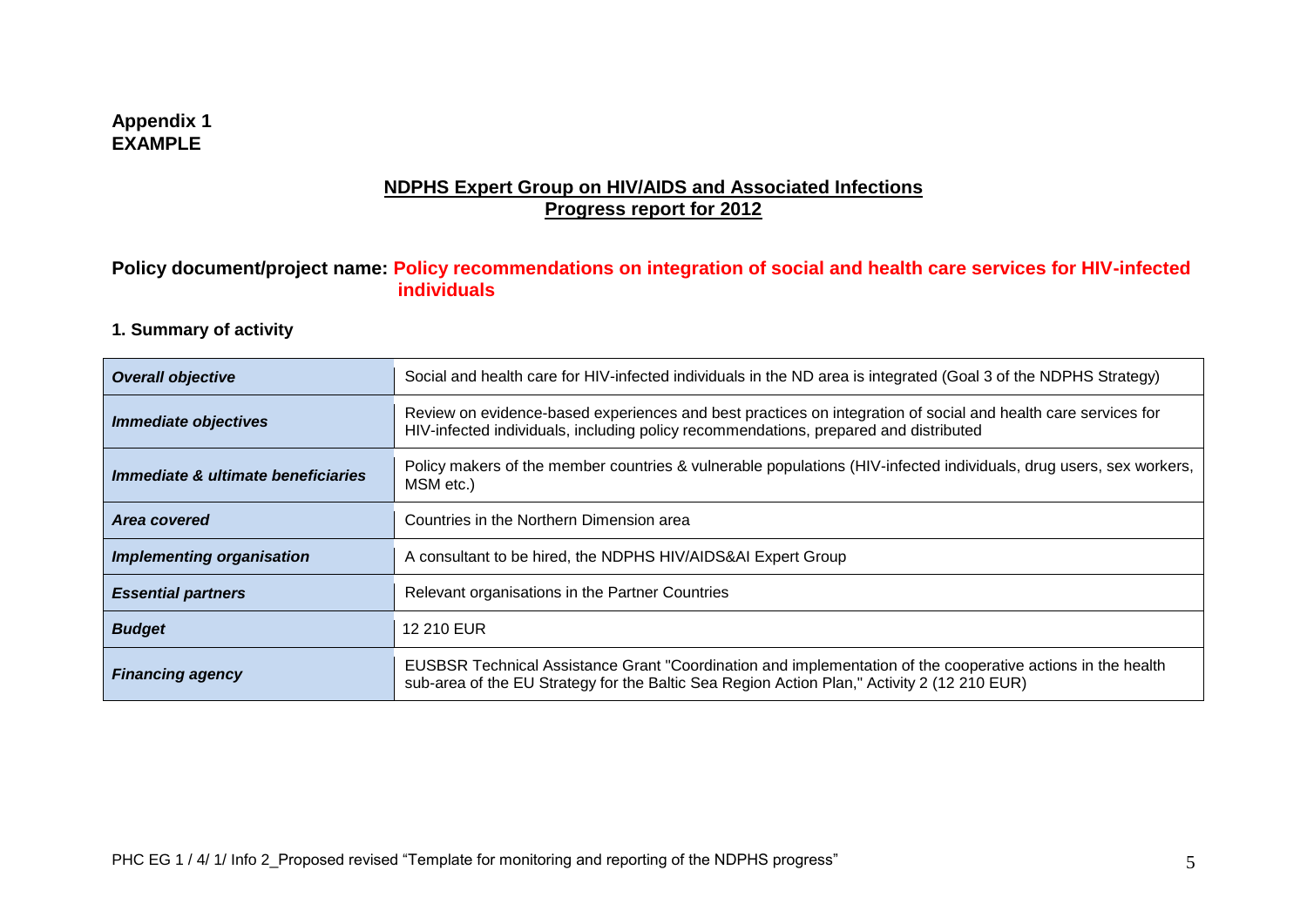**Appendix 1**
**EXAMPLE**

## NDPHS Expert Group on HIV/AIDS and Associated Infections
## Progress report for 2012

**Policy document/project name: Policy recommendations on integration of social and health care services for HIV-infected individuals**

### 1. Summary of activity

| | |
|---|---|
| ***Overall objective*** | Social and health care for HIV-infected individuals in the ND area is integrated (Goal 3 of the NDPHS Strategy) |
| ***Immediate objectives*** | Review on evidence-based experiences and best practices on integration of social and health care services for HIV-infected individuals, including policy recommendations, prepared and distributed |
| ***Immediate & ultimate beneficiaries*** | Policy makers of the member countries & vulnerable populations (HIV-infected individuals, drug users, sex workers, MSM etc.) |
| ***Area covered*** | Countries in the Northern Dimension area |
| ***Implementing organisation*** | A consultant to be hired, the NDPHS HIV/AIDS&AI Expert Group |
| ***Essential partners*** | Relevant organisations in the Partner Countries |
| ***Budget*** | 12 210 EUR |
| ***Financing agency*** | EUSBSR Technical Assistance Grant "Coordination and implementation of the cooperative actions in the health sub-area of the EU Strategy for the Baltic Sea Region Action Plan," Activity 2 (12 210 EUR) |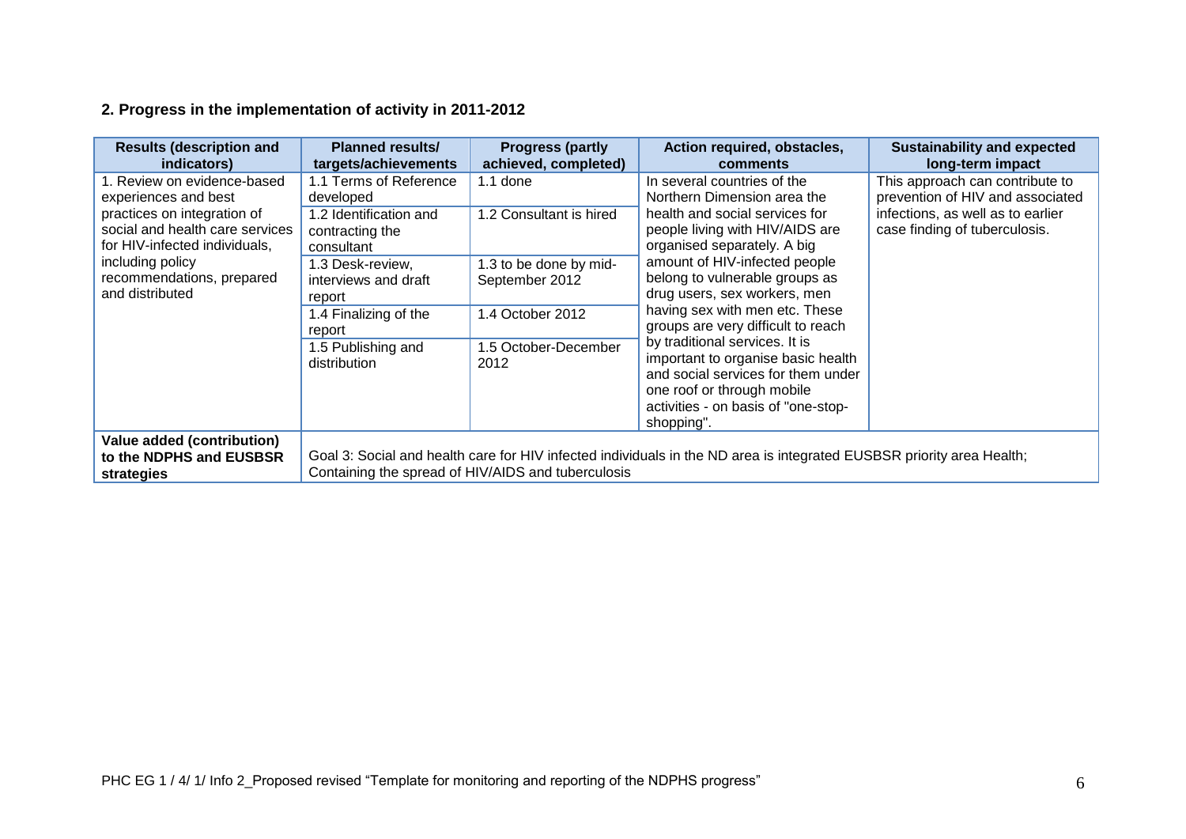## 2. Progress in the implementation of activity in 2011-2012

| Results (description and indicators) | Planned results/ targets/achievements | Progress (partly achieved, completed) | Action required, obstacles, comments | Sustainability and expected long-term impact |
|---|---|---|---|---|
| 1. Review on evidence-based experiences and best practices on integration of social and health care services for HIV-infected individuals, including policy recommendations, prepared and distributed | 1.1 Terms of Reference developed | 1.1 done | In several countries of the Northern Dimension area the health and social services for people living with HIV/AIDS are organised separately. A big amount of HIV-infected people belong to vulnerable groups as drug users, sex workers, men having sex with men etc. These groups are very difficult to reach by traditional services. It is important to organise basic health and social services for them under one roof or through mobile activities - on basis of "one-stop-shopping". | This approach can contribute to prevention of HIV and associated infections, as well as to earlier case finding of tuberculosis. |
| | 1.2 Identification and contracting the consultant | 1.2 Consultant is hired | | |
| | 1.3 Desk-review, interviews and draft report | 1.3 to be done by mid-September 2012 | | |
| | 1.4 Finalizing of the report | 1.4 October 2012 | | |
| | 1.5 Publishing and distribution | 1.5 October-December 2012 | | |
| **Value added (contribution) to the NDPHS and EUSBSR strategies** | Goal 3: Social and health care for HIV infected individuals in the ND area is integrated EUSBSR priority area Health; Containing the spread of HIV/AIDS and tuberculosis | | | |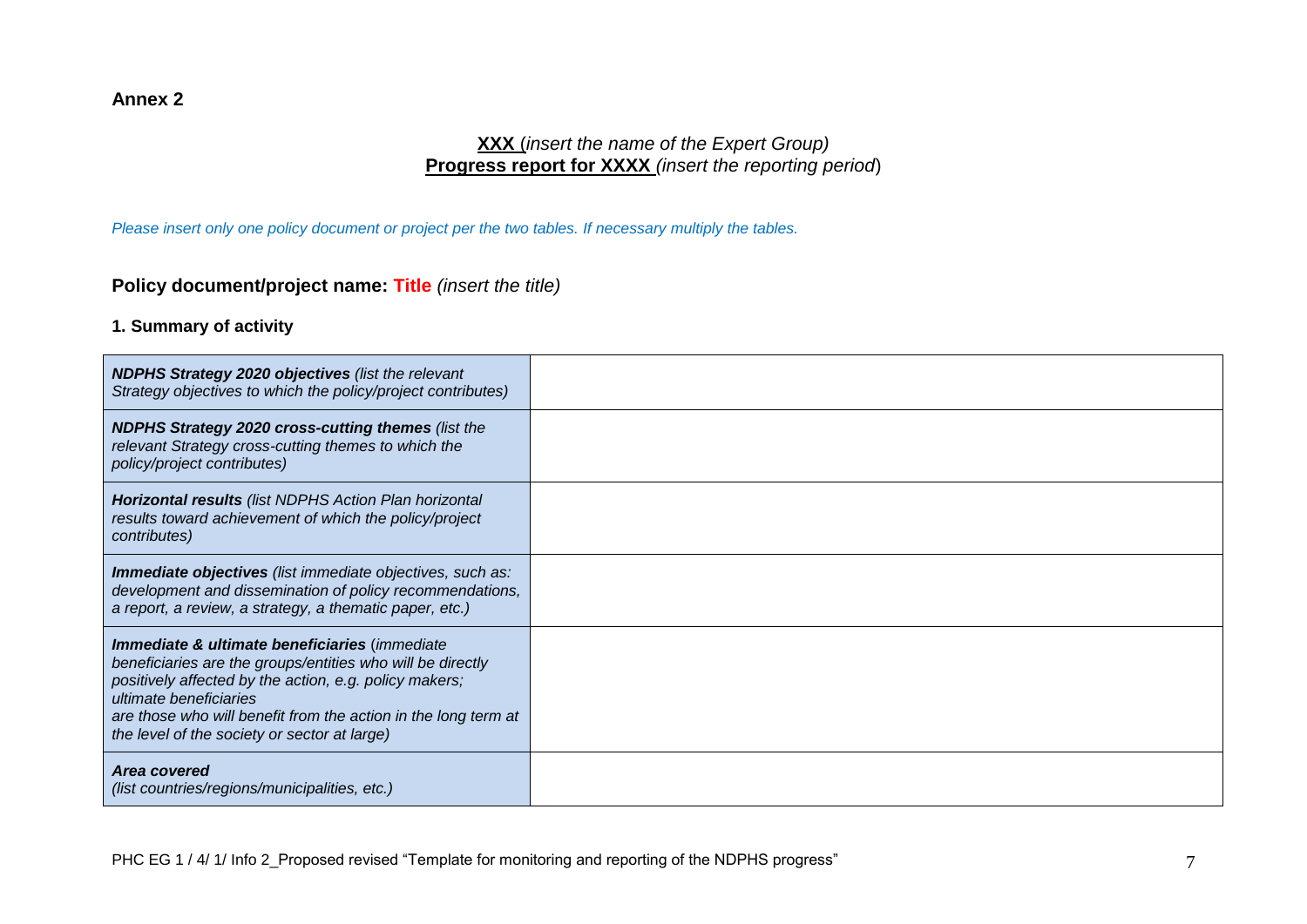**Annex 2**

**XXX** (*insert the name of the Expert Group)*
**Progress report for XXXX** *(insert the reporting period*)

*Please insert only one policy document or project per the two tables. If necessary multiply the tables.*

## Policy document/project name: Title *(insert the title)*

### 1. Summary of activity

| | |
|---|---|
| ***NDPHS Strategy 2020 objectives*** *(list the relevant Strategy objectives to which the policy/project contributes)* | |
| ***NDPHS Strategy 2020 cross-cutting themes*** *(list the relevant Strategy cross-cutting themes to which the policy/project contributes)* | |
| ***Horizontal results*** *(list NDPHS Action Plan horizontal results toward achievement of which the policy/project contributes)* | |
| ***Immediate objectives*** *(list immediate objectives, such as: development and dissemination of policy recommendations, a report, a review, a strategy, a thematic paper, etc.)* | |
| ***Immediate & ultimate beneficiaries*** *(immediate beneficiaries are the groups/entities who will be directly positively affected by the action, e.g. policy makers; ultimate beneficiaries are those who will benefit from the action in the long term at the level of the society or sector at large)* | |
| ***Area covered*** *(list countries/regions/municipalities, etc.)* | |

PHC EG 1 / 4/ 1/ Info 2_Proposed revised "Template for monitoring and reporting of the NDPHS progress"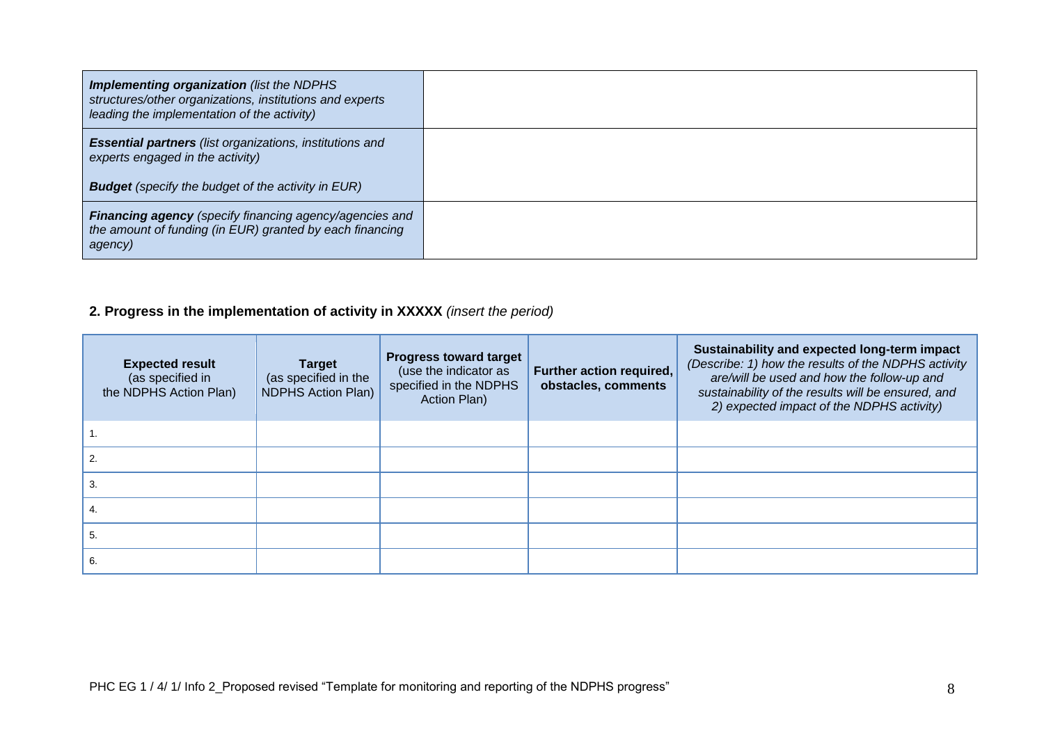| | |
|---|---|
| ***Implementing organization*** *(list the NDPHS structures/other organizations, institutions and experts leading the implementation of the activity)* | |
| ***Essential partners*** *(list organizations, institutions and experts engaged in the activity)* <br><br> ***Budget*** *(specify the budget of the activity in EUR)* | |
| ***Financing agency*** *(specify financing agency/agencies and the amount of funding (in EUR) granted by each financing agency)* | |

**2. Progress in the implementation of activity in XXXXX** *(insert the period)*

| **Expected result** (as specified in the NDPHS Action Plan) | **Target** (as specified in the NDPHS Action Plan) | **Progress toward target** (use the indicator as specified in the NDPHS Action Plan) | **Further action required, obstacles, comments** | **Sustainability and expected long-term impact** *(Describe: 1) how the results of the NDPHS activity are/will be used and how the follow-up and sustainability of the results will be ensured, and 2) expected impact of the NDPHS activity)* |
|---|---|---|---|---|
| 1. | | | | |
| 2. | | | | |
| 3. | | | | |
| 4. | | | | |
| 5. | | | | |
| 6. | | | | |

PHC EG 1 / 4/ 1/ Info 2_Proposed revised "Template for monitoring and reporting of the NDPHS progress"